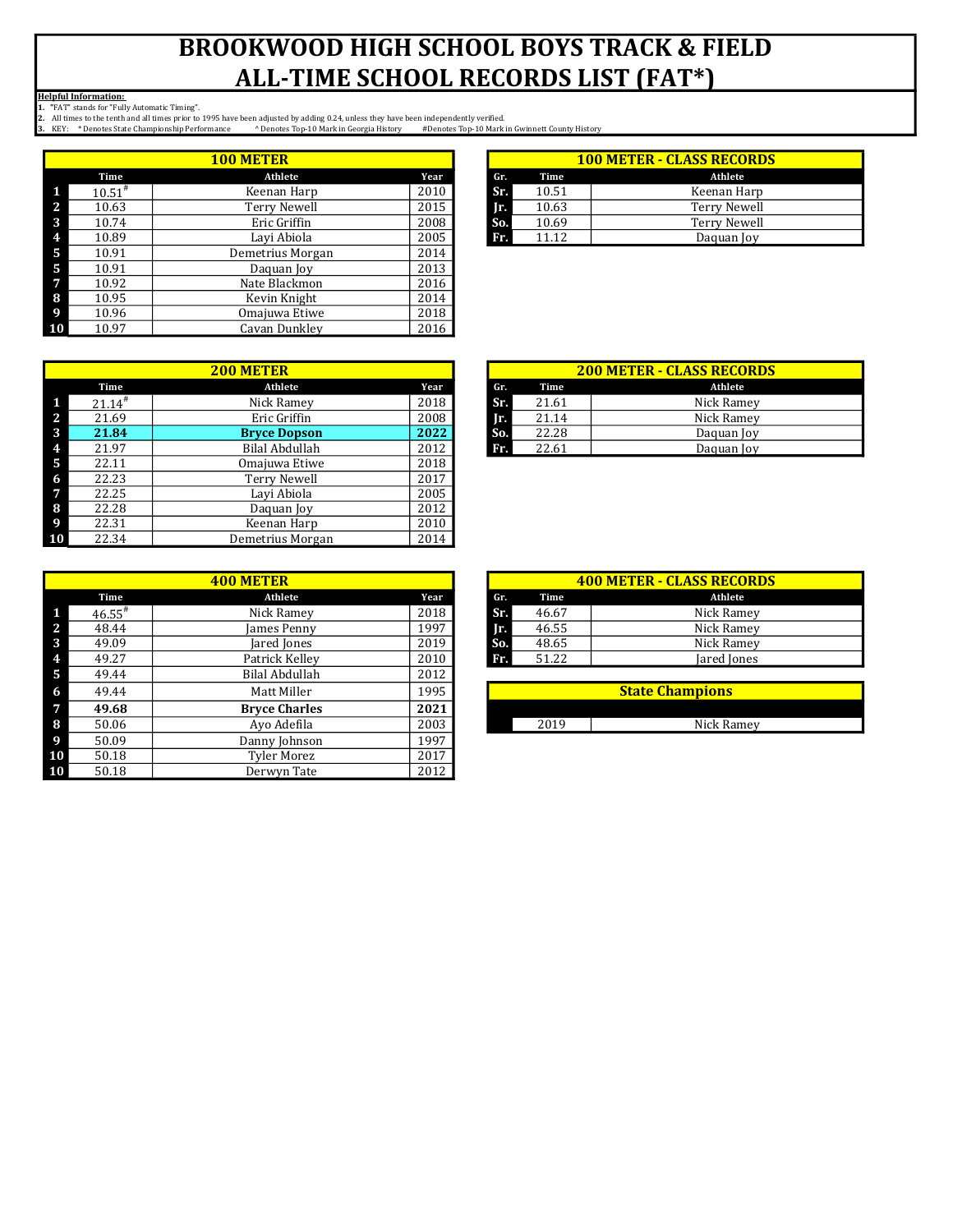# BROOKWOOD HIGH SCHOOL BOYS TRACK & FIELD ALL-TIME SCHOOL RECORDS LIST (FAT*)

**Helpful Information:**
1. "FAT" stands for "Fully Automatic Timing".
2. All times to the tenth and all times prior to 1995 have been adjusted by adding 0.24, unless they have been independently verified.
3. KEY: * Denotes State Championship Performance ^ Denotes Top-10 Mark in Georgia History #Denotes Top-10 Mark in Gwinnett County History

## 100 METER

| | Time | Athlete | Year |
|---|---|---|---|
| 1 | 10.51# | Keenan Harp | 2010 |
| 2 | 10.63 | Terry Newell | 2015 |
| 3 | 10.74 | Eric Griffin | 2008 |
| 4 | 10.89 | Layi Abiola | 2005 |
| 5 | 10.91 | Demetrius Morgan | 2014 |
| 5 | 10.91 | Daquan Joy | 2013 |
| 7 | 10.92 | Nate Blackmon | 2016 |
| 8 | 10.95 | Kevin Knight | 2014 |
| 9 | 10.96 | Omajuwa Etiwe | 2018 |
| 10 | 10.97 | Cavan Dunkley | 2016 |

## 100 METER - CLASS RECORDS

| Gr. | Time | Athlete |
|---|---|---|
| Sr. | 10.51 | Keenan Harp |
| Jr. | 10.63 | Terry Newell |
| So. | 10.69 | Terry Newell |
| Fr. | 11.12 | Daquan Joy |

## 200 METER

| | Time | Athlete | Year |
|---|---|---|---|
| 1 | 21.14# | Nick Ramey | 2018 |
| 2 | 21.69 | Eric Griffin | 2008 |
| 3 | **21.84** | **Bryce Dopson** | **2022** |
| 4 | 21.97 | Bilal Abdullah | 2012 |
| 5 | 22.11 | Omajuwa Etiwe | 2018 |
| 6 | 22.23 | Terry Newell | 2017 |
| 7 | 22.25 | Layi Abiola | 2005 |
| 8 | 22.28 | Daquan Joy | 2012 |
| 9 | 22.31 | Keenan Harp | 2010 |
| 10 | 22.34 | Demetrius Morgan | 2014 |

## 200 METER - CLASS RECORDS

| Gr. | Time | Athlete |
|---|---|---|
| Sr. | 21.61 | Nick Ramey |
| Jr. | 21.14 | Nick Ramey |
| So. | 22.28 | Daquan Joy |
| Fr. | 22.61 | Daquan Joy |

## 400 METER

| | Time | Athlete | Year |
|---|---|---|---|
| 1 | 46.55# | Nick Ramey | 2018 |
| 2 | 48.44 | James Penny | 1997 |
| 3 | 49.09 | Jared Jones | 2019 |
| 4 | 49.27 | Patrick Kelley | 2010 |
| 5 | 49.44 | Bilal Abdullah | 2012 |
| 6 | 49.44 | Matt Miller | 1995 |
| 7 | **49.68** | **Bryce Charles** | **2021** |
| 8 | 50.06 | Ayo Adefila | 2003 |
| 9 | 50.09 | Danny Johnson | 1997 |
| 10 | 50.18 | Tyler Morez | 2017 |
| 10 | 50.18 | Derwyn Tate | 2012 |

## 400 METER - CLASS RECORDS

| Gr. | Time | Athlete |
|---|---|---|
| Sr. | 46.67 | Nick Ramey |
| Jr. | 46.55 | Nick Ramey |
| So. | 48.65 | Nick Ramey |
| Fr. | 51.22 | Jared Jones |

## State Champions

| Year | Athlete |
|---|---|
| 2019 | Nick Ramey |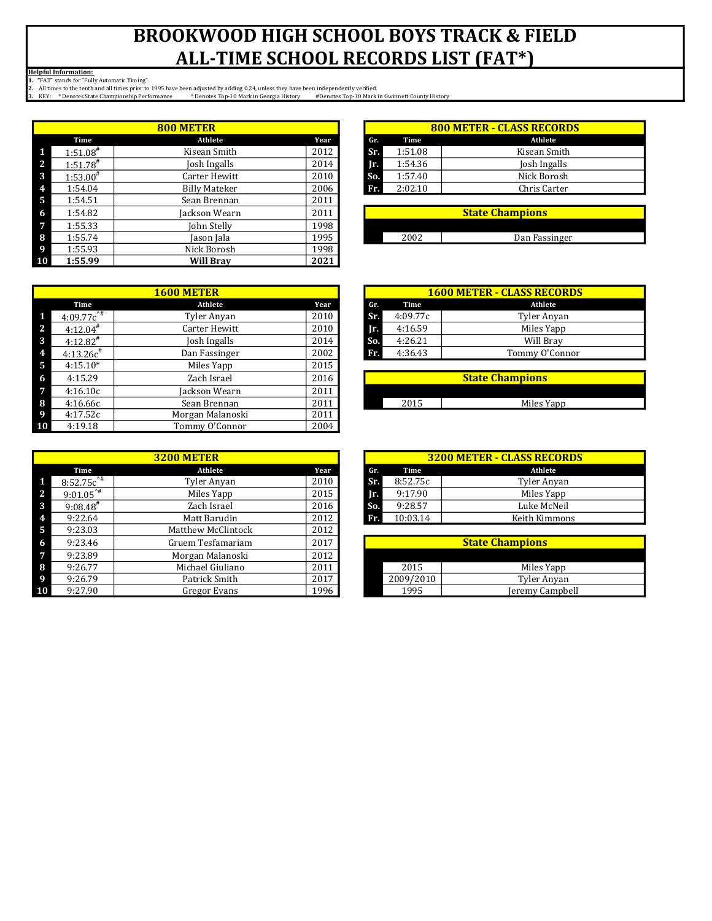# BROOKWOOD HIGH SCHOOL BOYS TRACK & FIELD ALL-TIME SCHOOL RECORDS LIST (FAT*)

**Helpful Information:**
1. "FAT" stands for "Fully Automatic Timing".
2. All times to the tenth and all times prior to 1995 have been adjusted by adding 0.24, unless they have been independently verified.
3. KEY: * Denotes State Championship Performance ^ Denotes Top-10 Mark in Georgia History #Denotes Top-10 Mark in Gwinnett County History

| | 800 METER | | |
|---|---|---|---|
| | Time | Athlete | Year |
| 1 | 1:51.08# | Kisean Smith | 2012 |
| 2 | 1:51.78# | Josh Ingalls | 2014 |
| 3 | 1:53.00# | Carter Hewitt | 2010 |
| 4 | 1:54.04 | Billy Mateker | 2006 |
| 5 | 1:54.51 | Sean Brennan | 2011 |
| 6 | 1:54.82 | Jackson Wearn | 2011 |
| 7 | 1:55.33 | John Stelly | 1998 |
| 8 | 1:55.74 | Jason Jala | 1995 |
| 9 | 1:55.93 | Nick Borosh | 1998 |
| 10 | **1:55.99** | **Will Bray** | **2021** |

| 800 METER - CLASS RECORDS | | |
|---|---|---|
| Gr. | Time | Athlete |
| Sr. | 1:51.08 | Kisean Smith |
| Jr. | 1:54.36 | Josh Ingalls |
| So. | 1:57.40 | Nick Borosh |
| Fr. | 2:02.10 | Chris Carter |

| State Champions | |
|---|---|
| 2002 | Dan Fassinger |

| | 1600 METER | | |
|---|---|---|---|
| | Time | Athlete | Year |
| 1 | 4:09.77c^# | Tyler Anyan | 2010 |
| 2 | 4:12.04# | Carter Hewitt | 2010 |
| 3 | 4:12.82# | Josh Ingalls | 2014 |
| 4 | 4:13.26c# | Dan Fassinger | 2002 |
| 5 | 4:15.10* | Miles Yapp | 2015 |
| 6 | 4:15.29 | Zach Israel | 2016 |
| 7 | 4:16.10c | Jackson Wearn | 2011 |
| 8 | 4:16.66c | Sean Brennan | 2011 |
| 9 | 4:17.52c | Morgan Malanoski | 2011 |
| 10 | 4:19.18 | Tommy O'Connor | 2004 |

| 1600 METER - CLASS RECORDS | | |
|---|---|---|
| Gr. | Time | Athlete |
| Sr. | 4:09.77c | Tyler Anyan |
| Jr. | 4:16.59 | Miles Yapp |
| So. | 4:26.21 | Will Bray |
| Fr. | 4:36.43 | Tommy O'Connor |

| State Champions | |
|---|---|
| 2015 | Miles Yapp |

| | 3200 METER | | |
|---|---|---|---|
| | Time | Athlete | Year |
| 1 | 8:52.75c^# | Tyler Anyan | 2010 |
| 2 | 9:01.05^# | Miles Yapp | 2015 |
| 3 | 9:08.48# | Zach Israel | 2016 |
| 4 | 9:22.64 | Matt Barudin | 2012 |
| 5 | 9:23.03 | Matthew McClintock | 2012 |
| 6 | 9:23.46 | Gruem Tesfamariam | 2017 |
| 7 | 9:23.89 | Morgan Malanoski | 2012 |
| 8 | 9:26.77 | Michael Giuliano | 2011 |
| 9 | 9:26.79 | Patrick Smith | 2017 |
| 10 | 9:27.90 | Gregor Evans | 1996 |

| 3200 METER - CLASS RECORDS | | |
|---|---|---|
| Gr. | Time | Athlete |
| Sr. | 8:52.75c | Tyler Anyan |
| Jr. | 9:17.90 | Miles Yapp |
| So. | 9:28.57 | Luke McNeil |
| Fr. | 10:03.14 | Keith Kimmons |

| State Champions | |
|---|---|
| 2015 | Miles Yapp |
| 2009/2010 | Tyler Anyan |
| 1995 | Jeremy Campbell |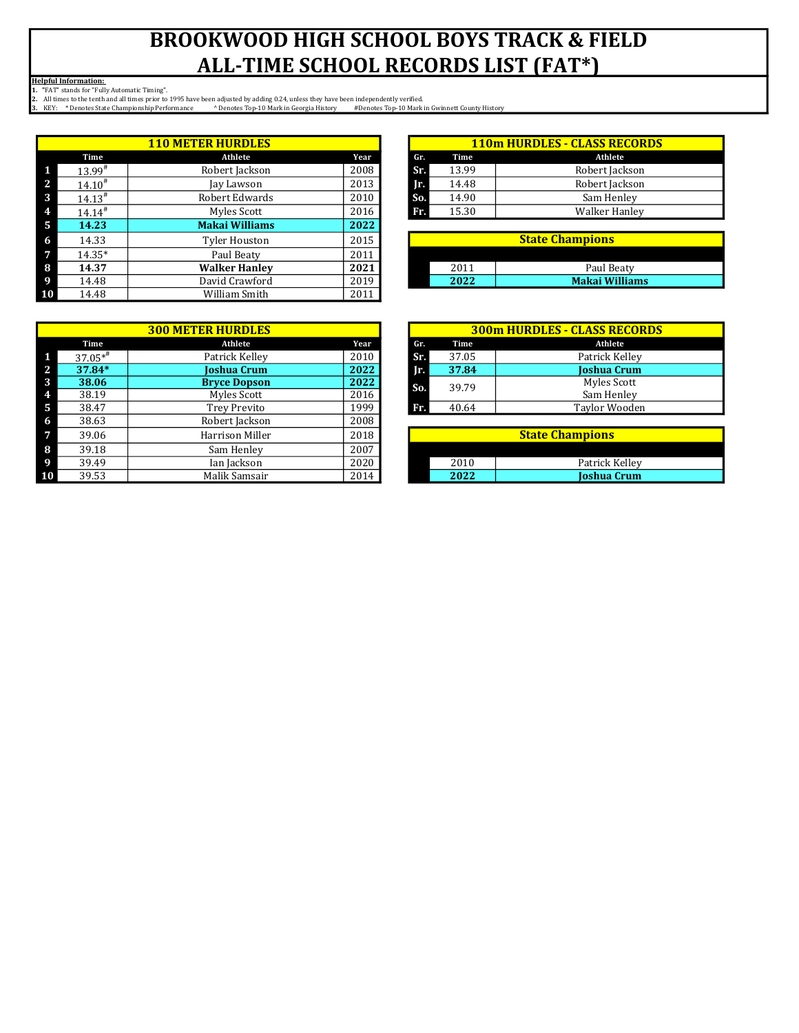# BROOKWOOD HIGH SCHOOL BOYS TRACK & FIELD ALL-TIME SCHOOL RECORDS LIST (FAT*)

**Helpful Information:**

1. "FAT" stands for "Fully Automatic Timing".
2. All times to the tenth and all times prior to 1995 have been adjusted by adding 0.24, unless they have been independently verified.
3. KEY: * Denotes State Championship Performance ^ Denotes Top-10 Mark in Georgia History # Denotes Top-10 Mark in Gwinnett County History

## 110 METER HURDLES

| | Time | Athlete | Year |
|---|---|---|---|
| 1 | 13.99# | Robert Jackson | 2008 |
| 2 | 14.10# | Jay Lawson | 2013 |
| 3 | 14.13# | Robert Edwards | 2010 |
| 4 | 14.14# | Myles Scott | 2016 |
| 5 | **14.23** | **Makai Williams** | **2022** |
| 6 | 14.33 | Tyler Houston | 2015 |
| 7 | 14.35* | Paul Beaty | 2011 |
| 8 | **14.37** | **Walker Hanley** | **2021** |
| 9 | 14.48 | David Crawford | 2019 |
| 10 | 14.48 | William Smith | 2011 |

## 110m HURDLES - CLASS RECORDS

| Gr. | Time | Athlete |
|---|---|---|
| Sr. | 13.99 | Robert Jackson |
| Jr. | 14.48 | Robert Jackson |
| So. | 14.90 | Sam Henley |
| Fr. | 15.30 | Walker Hanley |

## State Champions

| Year | Athlete |
|---|---|
| 2011 | Paul Beaty |
| **2022** | **Makai Williams** |

## 300 METER HURDLES

| | Time | Athlete | Year |
|---|---|---|---|
| 1 | 37.05*# | Patrick Kelley | 2010 |
| 2 | **37.84*** | **Joshua Crum** | **2022** |
| 3 | **38.06** | **Bryce Dopson** | **2022** |
| 4 | 38.19 | Myles Scott | 2016 |
| 5 | 38.47 | Trey Previto | 1999 |
| 6 | 38.63 | Robert Jackson | 2008 |
| 7 | 39.06 | Harrison Miller | 2018 |
| 8 | 39.18 | Sam Henley | 2007 |
| 9 | 39.49 | Ian Jackson | 2020 |
| 10 | 39.53 | Malik Samsair | 2014 |

## 300m HURDLES - CLASS RECORDS

| Gr. | Time | Athlete |
|---|---|---|
| Sr. | 37.05 | Patrick Kelley |
| Jr. | **37.84** | **Joshua Crum** |
| So. | 39.79 | Myles Scott<br>Sam Henley |
| Fr. | 40.64 | Taylor Wooden |

## State Champions

| Year | Athlete |
|---|---|
| 2010 | Patrick Kelley |
| **2022** | **Joshua Crum** |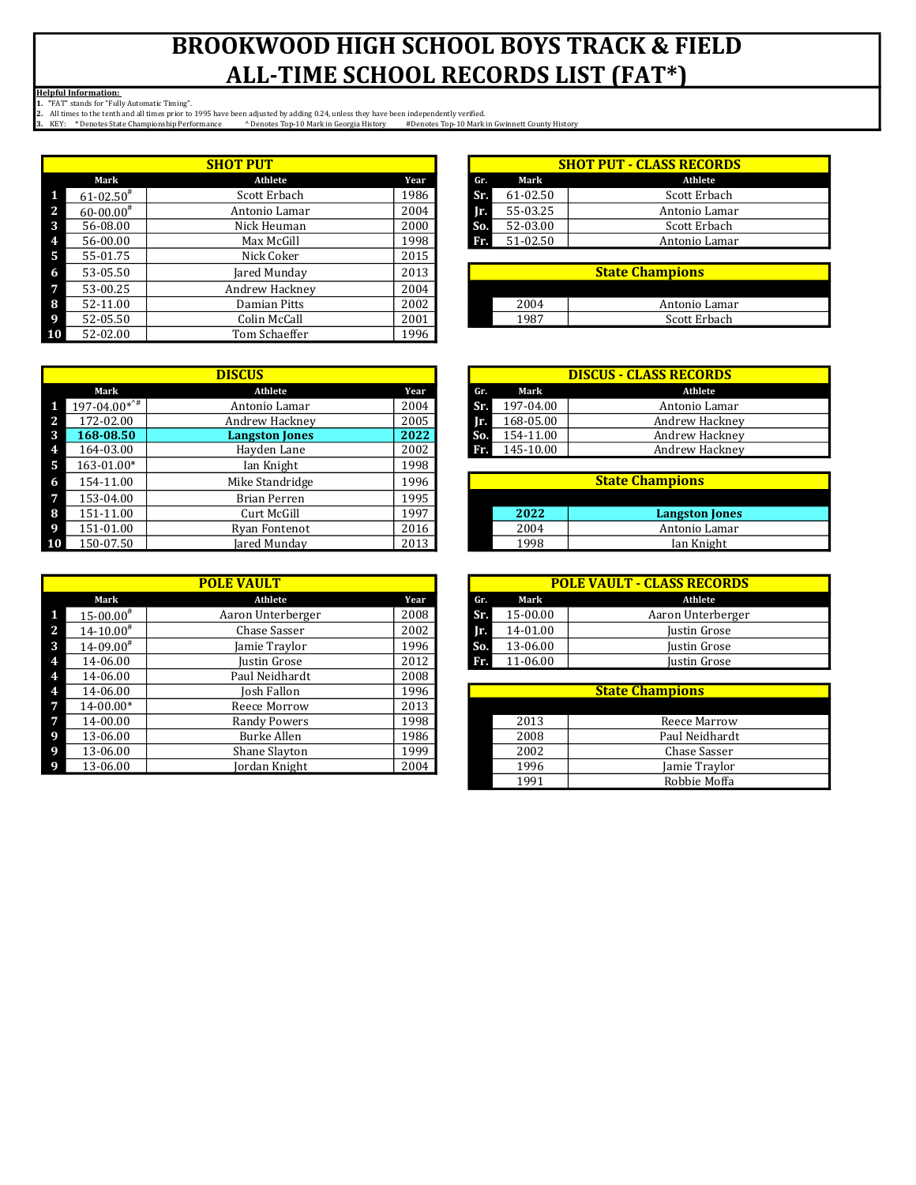# BROOKWOOD HIGH SCHOOL BOYS TRACK & FIELD ALL-TIME SCHOOL RECORDS LIST (FAT*)

**Helpful Information:**

1. "FAT" stands for "Fully Automatic Timing".
2. All times to the tenth and all times prior to 1995 have been adjusted by adding 0.24, unless they have been independently verified.
3. KEY: * Denotes State Championship Performance ^ Denotes Top-10 Mark in Georgia History #Denotes Top-10 Mark in Gwinnett County History

## SHOT PUT

| | Mark | Athlete | Year |
|---|---|---|---|
| 1 | 61-02.50# | Scott Erbach | 1986 |
| 2 | 60-00.00# | Antonio Lamar | 2004 |
| 3 | 56-08.00 | Nick Heuman | 2000 |
| 4 | 56-00.00 | Max McGill | 1998 |
| 5 | 55-01.75 | Nick Coker | 2015 |
| 6 | 53-05.50 | Jared Munday | 2013 |
| 7 | 53-00.25 | Andrew Hackney | 2004 |
| 8 | 52-11.00 | Damian Pitts | 2002 |
| 9 | 52-05.50 | Colin McCall | 2001 |
| 10 | 52-02.00 | Tom Schaeffer | 1996 |

## SHOT PUT - CLASS RECORDS

| Gr. | Mark | Athlete |
|---|---|---|
| Sr. | 61-02.50 | Scott Erbach |
| Jr. | 55-03.25 | Antonio Lamar |
| So. | 52-03.00 | Scott Erbach |
| Fr. | 51-02.50 | Antonio Lamar |

## State Champions

| Year | Athlete |
|---|---|
| 2004 | Antonio Lamar |
| 1987 | Scott Erbach |

## DISCUS

| | Mark | Athlete | Year |
|---|---|---|---|
| 1 | 197-04.00*^# | Antonio Lamar | 2004 |
| 2 | 172-02.00 | Andrew Hackney | 2005 |
| 3 | **168-08.50** | **Langston Jones** | **2022** |
| 4 | 164-03.00 | Hayden Lane | 2002 |
| 5 | 163-01.00* | Ian Knight | 1998 |
| 6 | 154-11.00 | Mike Standridge | 1996 |
| 7 | 153-04.00 | Brian Perren | 1995 |
| 8 | 151-11.00 | Curt McGill | 1997 |
| 9 | 151-01.00 | Ryan Fontenot | 2016 |
| 10 | 150-07.50 | Jared Munday | 2013 |

## DISCUS - CLASS RECORDS

| Gr. | Mark | Athlete |
|---|---|---|
| Sr. | 197-04.00 | Antonio Lamar |
| Jr. | 168-05.00 | Andrew Hackney |
| So. | 154-11.00 | Andrew Hackney |
| Fr. | 145-10.00 | Andrew Hackney |

## State Champions

| Year | Athlete |
|---|---|
| **2022** | **Langston Jones** |
| 2004 | Antonio Lamar |
| 1998 | Ian Knight |

## POLE VAULT

| | Mark | Athlete | Year |
|---|---|---|---|
| 1 | 15-00.00# | Aaron Unterberger | 2008 |
| 2 | 14-10.00# | Chase Sasser | 2002 |
| 3 | 14-09.00# | Jamie Traylor | 1996 |
| 4 | 14-06.00 | Justin Grose | 2012 |
| 4 | 14-06.00 | Paul Neidhardt | 2008 |
| 4 | 14-06.00 | Josh Fallon | 1996 |
| 7 | 14-00.00* | Reece Morrow | 2013 |
| 7 | 14-00.00 | Randy Powers | 1998 |
| 9 | 13-06.00 | Burke Allen | 1986 |
| 9 | 13-06.00 | Shane Slayton | 1999 |
| 9 | 13-06.00 | Jordan Knight | 2004 |

## POLE VAULT - CLASS RECORDS

| Gr. | Mark | Athlete |
|---|---|---|
| Sr. | 15-00.00 | Aaron Unterberger |
| Jr. | 14-01.00 | Justin Grose |
| So. | 13-06.00 | Justin Grose |
| Fr. | 11-06.00 | Justin Grose |

## State Champions

| Year | Athlete |
|---|---|
| 2013 | Reece Marrow |
| 2008 | Paul Neidhardt |
| 2002 | Chase Sasser |
| 1996 | Jamie Traylor |
| 1991 | Robbie Moffa |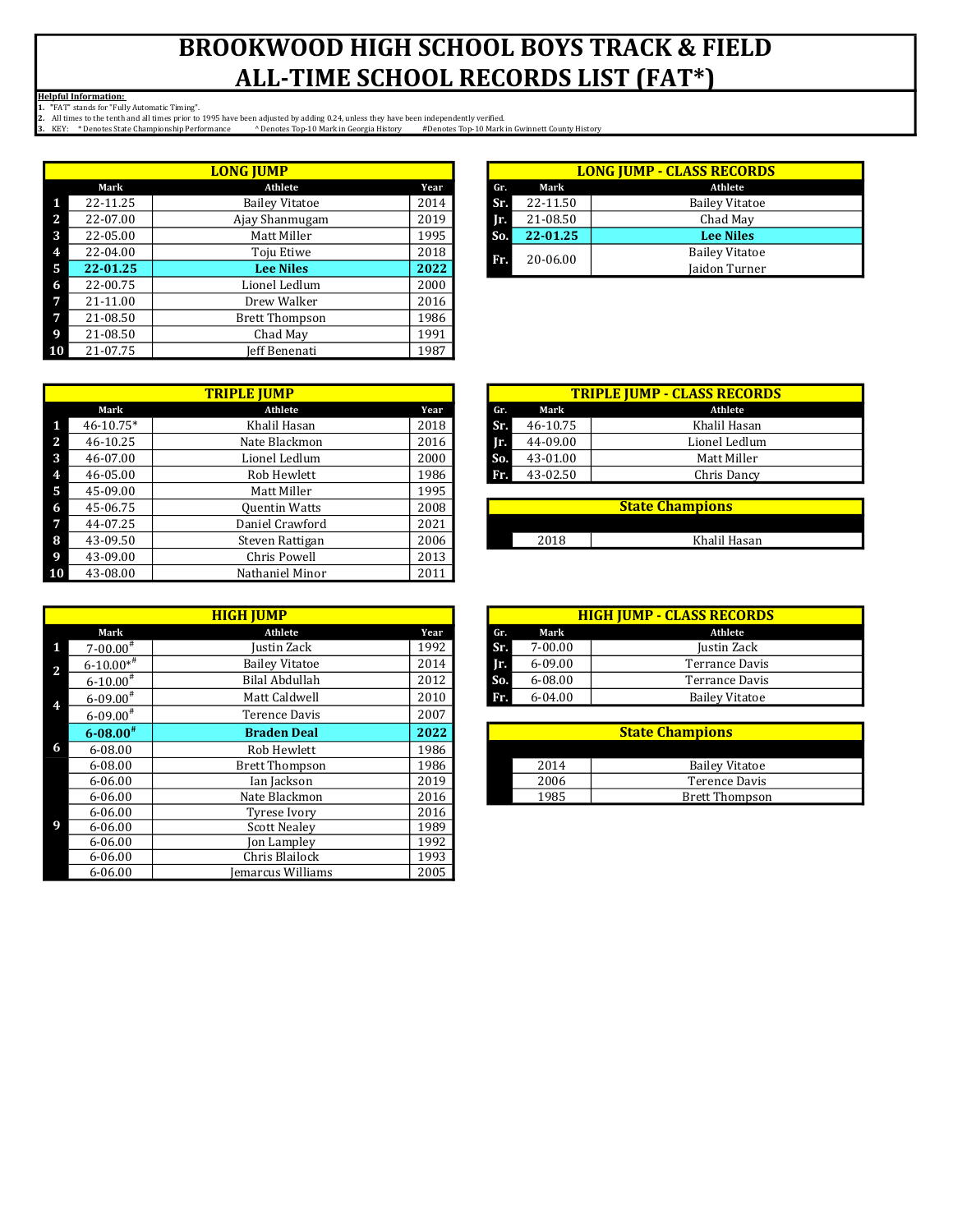# BROOKWOOD HIGH SCHOOL BOYS TRACK & FIELD
# ALL-TIME SCHOOL RECORDS LIST (FAT*)

**Helpful Information:**
1. "FAT" stands for "Fully Automatic Timing".
2. All times to the tenth and all times prior to 1995 have been adjusted by adding 0.24, unless they have been independently verified.
3. KEY: * Denotes State Championship Performance ^ Denotes Top-10 Mark in Georgia History #Denotes Top-10 Mark in Gwinnett County History

## LONG JUMP

| | Mark | Athlete | Year |
|---|---|---|---|
| 1 | 22-11.25 | Bailey Vitatoe | 2014 |
| 2 | 22-07.00 | Ajay Shanmugam | 2019 |
| 3 | 22-05.00 | Matt Miller | 1995 |
| 4 | 22-04.00 | Toju Etiwe | 2018 |
| 5 | **22-01.25** | **Lee Niles** | **2022** |
| 6 | 22-00.75 | Lionel Ledlum | 2000 |
| 7 | 21-11.00 | Drew Walker | 2016 |
| 7 | 21-08.50 | Brett Thompson | 1986 |
| 9 | 21-08.50 | Chad May | 1991 |
| 10 | 21-07.75 | Jeff Benenati | 1987 |

## LONG JUMP - CLASS RECORDS

| Gr. | Mark | Athlete |
|---|---|---|
| Sr. | 22-11.50 | Bailey Vitatoe |
| Jr. | 21-08.50 | Chad May |
| So. | **22-01.25** | **Lee Niles** |
| Fr. | 20-06.00 | Bailey Vitatoe<br>Jaidon Turner |

## TRIPLE JUMP

| | Mark | Athlete | Year |
|---|---|---|---|
| 1 | 46-10.75* | Khalil Hasan | 2018 |
| 2 | 46-10.25 | Nate Blackmon | 2016 |
| 3 | 46-07.00 | Lionel Ledlum | 2000 |
| 4 | 46-05.00 | Rob Hewlett | 1986 |
| 5 | 45-09.00 | Matt Miller | 1995 |
| 6 | 45-06.75 | Quentin Watts | 2008 |
| 7 | 44-07.25 | Daniel Crawford | 2021 |
| 8 | 43-09.50 | Steven Rattigan | 2006 |
| 9 | 43-09.00 | Chris Powell | 2013 |
| 10 | 43-08.00 | Nathaniel Minor | 2011 |

## TRIPLE JUMP - CLASS RECORDS

| Gr. | Mark | Athlete |
|---|---|---|
| Sr. | 46-10.75 | Khalil Hasan |
| Jr. | 44-09.00 | Lionel Ledlum |
| So. | 43-01.00 | Matt Miller |
| Fr. | 43-02.50 | Chris Dancy |

## State Champions

| Year | Athlete |
|---|---|
| 2018 | Khalil Hasan |

## HIGH JUMP

| | Mark | Athlete | Year |
|---|---|---|---|
| 1 | 7-00.00# | Justin Zack | 1992 |
| 2 | 6-10.00*# | Bailey Vitatoe | 2014 |
| | 6-10.00# | Bilal Abdullah | 2012 |
| 4 | 6-09.00# | Matt Caldwell | 2010 |
| | 6-09.00# | Terence Davis | 2007 |
| 6 | **6-08.00#** | **Braden Deal** | **2022** |
| | 6-08.00 | Rob Hewlett | 1986 |
| | 6-08.00 | Brett Thompson | 1986 |
| 9 | 6-06.00 | Ian Jackson | 2019 |
| | 6-06.00 | Nate Blackmon | 2016 |
| | 6-06.00 | Tyrese Ivory | 2016 |
| | 6-06.00 | Scott Nealey | 1989 |
| | 6-06.00 | Jon Lampley | 1992 |
| | 6-06.00 | Chris Blailock | 1993 |
| | 6-06.00 | Jemarcus Williams | 2005 |

## HIGH JUMP - CLASS RECORDS

| Gr. | Mark | Athlete |
|---|---|---|
| Sr. | 7-00.00 | Justin Zack |
| Jr. | 6-09.00 | Terrance Davis |
| So. | 6-08.00 | Terrance Davis |
| Fr. | 6-04.00 | Bailey Vitatoe |

## State Champions

| Year | Athlete |
|---|---|
| 2014 | Bailey Vitatoe |
| 2006 | Terence Davis |
| 1985 | Brett Thompson |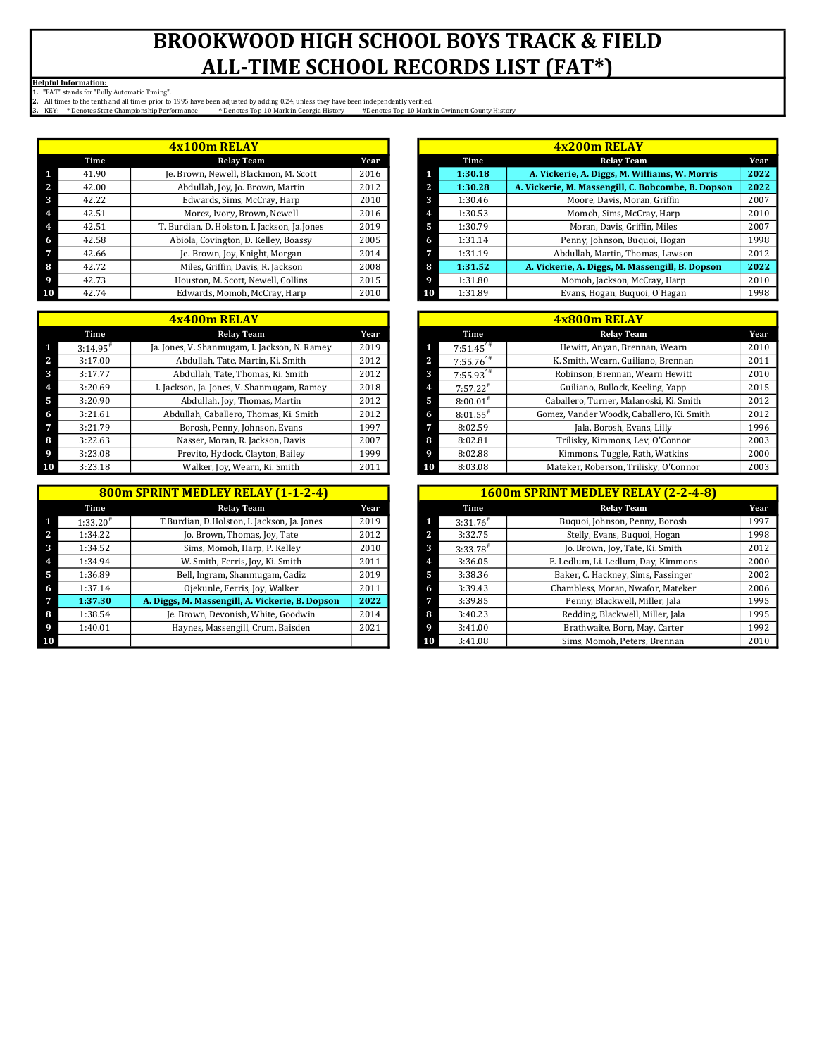# BROOKWOOD HIGH SCHOOL BOYS TRACK & FIELD ALL-TIME SCHOOL RECORDS LIST (FAT*)

**Helpful Information:**

1. "FAT" stands for "Fully Automatic Timing".
2. All times to the tenth and all times prior to 1995 have been adjusted by adding 0.24, unless they have been independently verified.
3. KEY: * Denotes State Championship Performance ^ Denotes Top-10 Mark in Georgia History #Denotes Top-10 Mark in Gwinnett County History

## 4x100m RELAY

| | Time | Relay Team | Year |
|---|---|---|---|
| 1 | 41.90 | Je. Brown, Newell, Blackmon, M. Scott | 2016 |
| 2 | 42.00 | Abdullah, Joy, Jo. Brown, Martin | 2012 |
| 3 | 42.22 | Edwards, Sims, McCray, Harp | 2010 |
| 4 | 42.51 | Morez, Ivory, Brown, Newell | 2016 |
| 4 | 42.51 | T. Burdian, D. Holston, I. Jackson, Ja.Jones | 2019 |
| 6 | 42.58 | Abiola, Covington, D. Kelley, Boassy | 2005 |
| 7 | 42.66 | Je. Brown, Joy, Knight, Morgan | 2014 |
| 8 | 42.72 | Miles, Griffin, Davis, R. Jackson | 2008 |
| 9 | 42.73 | Houston, M. Scott, Newell, Collins | 2015 |
| 10 | 42.74 | Edwards, Momoh, McCray, Harp | 2010 |

## 4x200m RELAY

| | Time | Relay Team | Year |
|---|---|---|---|
| 1 | **1:30.18** | **A. Vickerie, A. Diggs, M. Williams, W. Morris** | **2022** |
| 2 | **1:30.28** | **A. Vickerie, M. Massengill, C. Bobcombe, B. Dopson** | **2022** |
| 3 | 1:30.46 | Moore, Davis, Moran, Griffin | 2007 |
| 4 | 1:30.53 | Momoh, Sims, McCray, Harp | 2010 |
| 5 | 1:30.79 | Moran, Davis, Griffin, Miles | 2007 |
| 6 | 1:31.14 | Penny, Johnson, Buquoi, Hogan | 1998 |
| 7 | 1:31.19 | Abdullah, Martin, Thomas, Lawson | 2012 |
| 8 | **1:31.52** | **A. Vickerie, A. Diggs, M. Massengill, B. Dopson** | **2022** |
| 9 | 1:31.80 | Momoh, Jackson, McCray, Harp | 2010 |
| 10 | 1:31.89 | Evans, Hogan, Buquoi, O'Hagan | 1998 |

## 4x400m RELAY

| | Time | Relay Team | Year |
|---|---|---|---|
| 1 | 3:14.95# | Ja. Jones, V. Shanmugam, I. Jackson, N. Ramey | 2019 |
| 2 | 3:17.00 | Abdullah, Tate, Martin, Ki. Smith | 2012 |
| 3 | 3:17.77 | Abdullah, Tate, Thomas, Ki. Smith | 2012 |
| 4 | 3:20.69 | I. Jackson, Ja. Jones, V. Shanmugam, Ramey | 2018 |
| 5 | 3:20.90 | Abdullah, Joy, Thomas, Martin | 2012 |
| 6 | 3:21.61 | Abdullah, Caballero, Thomas, Ki. Smith | 2012 |
| 7 | 3:21.79 | Borosh, Penny, Johnson, Evans | 1997 |
| 8 | 3:22.63 | Nasser, Moran, R. Jackson, Davis | 2007 |
| 9 | 3:23.08 | Previto, Hydock, Clayton, Bailey | 1999 |
| 10 | 3:23.18 | Walker, Joy, Wearn, Ki. Smith | 2011 |

## 4x800m RELAY

| | Time | Relay Team | Year |
|---|---|---|---|
| 1 | 7:51.45^# | Hewitt, Anyan, Brennan, Wearn | 2010 |
| 2 | 7:55.76^# | K. Smith, Wearn, Guiliano, Brennan | 2011 |
| 3 | 7:55.93^# | Robinson, Brennan, Wearn Hewitt | 2010 |
| 4 | 7:57.22# | Guiliano, Bullock, Keeling, Yapp | 2015 |
| 5 | 8:00.01# | Caballero, Turner, Malanoski, Ki. Smith | 2012 |
| 6 | 8:01.55# | Gomez, Vander Woodk, Caballero, Ki. Smith | 2012 |
| 7 | 8:02.59 | Jala, Borosh, Evans, Lilly | 1996 |
| 8 | 8:02.81 | Trilisky, Kimmons, Lev, O'Connor | 2003 |
| 9 | 8:02.88 | Kimmons, Tuggle, Rath, Watkins | 2000 |
| 10 | 8:03.08 | Mateker, Roberson, Trilisky, O'Connor | 2003 |

## 800m SPRINT MEDLEY RELAY (1-1-2-4)

| | Time | Relay Team | Year |
|---|---|---|---|
| 1 | 1:33.20# | T.Burdian, D.Holston, I. Jackson, Ja. Jones | 2019 |
| 2 | 1:34.22 | Jo. Brown, Thomas, Joy, Tate | 2012 |
| 3 | 1:34.52 | Sims, Momoh, Harp, P. Kelley | 2010 |
| 4 | 1:34.94 | W. Smith, Ferris, Joy, Ki. Smith | 2011 |
| 5 | 1:36.89 | Bell, Ingram, Shanmugam, Cadiz | 2019 |
| 6 | 1:37.14 | Ojekunle, Ferris, Joy, Walker | 2011 |
| 7 | **1:37.30** | **A. Diggs, M. Massengill, A. Vickerie, B. Dopson** | **2022** |
| 8 | 1:38.54 | Je. Brown, Devonish, White, Goodwin | 2014 |
| 9 | 1:40.01 | Haynes, Massengill, Crum, Baisden | 2021 |
| 10 | | | |

## 1600m SPRINT MEDLEY RELAY (2-2-4-8)

| | Time | Relay Team | Year |
|---|---|---|---|
| 1 | 3:31.76# | Buquoi, Johnson, Penny, Borosh | 1997 |
| 2 | 3:32.75 | Stelly, Evans, Buquoi, Hogan | 1998 |
| 3 | 3:33.78# | Jo. Brown, Joy, Tate, Ki. Smith | 2012 |
| 4 | 3:36.05 | E. Ledlum, Li. Ledlum, Day, Kimmons | 2000 |
| 5 | 3:38.36 | Baker, C. Hackney, Sims, Fassinger | 2002 |
| 6 | 3:39.43 | Chambless, Moran, Nwafor, Mateker | 2006 |
| 7 | 3:39.85 | Penny, Blackwell, Miller, Jala | 1995 |
| 8 | 3:40.23 | Redding, Blackwell, Miller, Jala | 1995 |
| 9 | 3:41.00 | Brathwaite, Born, May, Carter | 1992 |
| 10 | 3:41.08 | Sims, Momoh, Peters, Brennan | 2010 |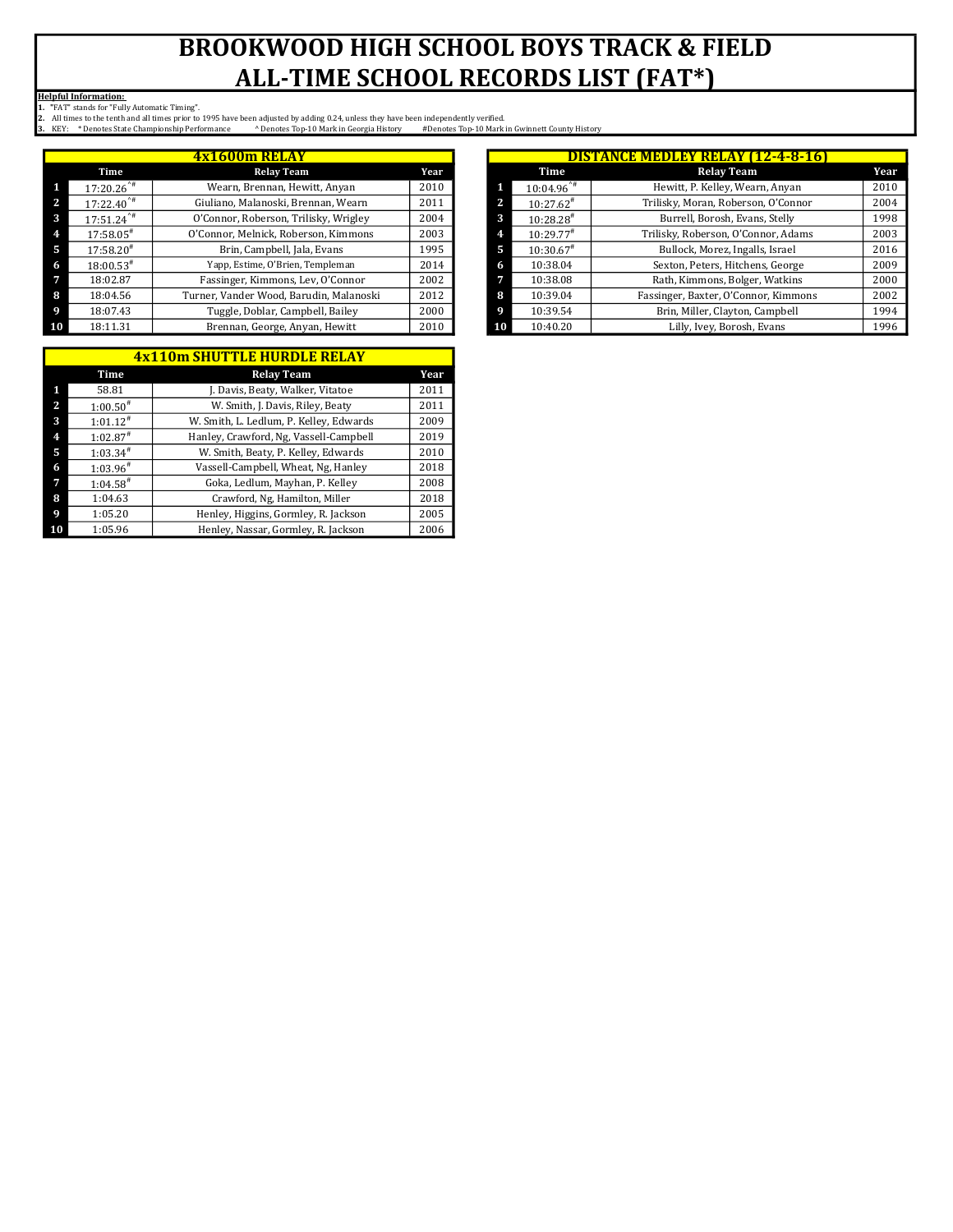# BROOKWOOD HIGH SCHOOL BOYS TRACK & FIELD ALL-TIME SCHOOL RECORDS LIST (FAT*)

**Helpful Information:**

1. "FAT" stands for "Fully Automatic Timing".
2. All times to the tenth and all times prior to 1995 have been adjusted by adding 0.24, unless they have been independently verified.
3. KEY: * Denotes State Championship Performance ^ Denotes Top-10 Mark in Georgia History #Denotes Top-10 Mark in Gwinnett County History

## 4x1600m RELAY

| | Time | Relay Team | Year |
|---|---|---|---|
| 1 | 17:20.26^# | Wearn, Brennan, Hewitt, Anyan | 2010 |
| 2 | 17:22.40^# | Giuliano, Malanoski, Brennan, Wearn | 2011 |
| 3 | 17:51.24^# | O'Connor, Roberson, Trilisky, Wrigley | 2004 |
| 4 | 17:58.05# | O'Connor, Melnick, Roberson, Kimmons | 2003 |
| 5 | 17:58.20# | Brin, Campbell, Jala, Evans | 1995 |
| 6 | 18:00.53# | Yapp, Estime, O'Brien, Templeman | 2014 |
| 7 | 18:02.87 | Fassinger, Kimmons, Lev, O'Connor | 2002 |
| 8 | 18:04.56 | Turner, Vander Wood, Barudin, Malanoski | 2012 |
| 9 | 18:07.43 | Tuggle, Doblar, Campbell, Bailey | 2000 |
| 10 | 18:11.31 | Brennan, George, Anyan, Hewitt | 2010 |

## 4x110m SHUTTLE HURDLE RELAY

| | Time | Relay Team | Year |
|---|---|---|---|
| 1 | 58.81 | J. Davis, Beaty, Walker, Vitatoe | 2011 |
| 2 | 1:00.50# | W. Smith, J. Davis, Riley, Beaty | 2011 |
| 3 | 1:01.12# | W. Smith, L. Ledlum, P. Kelley, Edwards | 2009 |
| 4 | 1:02.87# | Hanley, Crawford, Ng, Vassell-Campbell | 2019 |
| 5 | 1:03.34# | W. Smith, Beaty, P. Kelley, Edwards | 2010 |
| 6 | 1:03.96# | Vassell-Campbell, Wheat, Ng, Hanley | 2018 |
| 7 | 1:04.58# | Goka, Ledlum, Mayhan, P. Kelley | 2008 |
| 8 | 1:04.63 | Crawford, Ng, Hamilton, Miller | 2018 |
| 9 | 1:05.20 | Henley, Higgins, Gormley, R. Jackson | 2005 |
| 10 | 1:05.96 | Henley, Nassar, Gormley, R. Jackson | 2006 |

## DISTANCE MEDLEY RELAY (12-4-8-16)

| | Time | Relay Team | Year |
|---|---|---|---|
| 1 | 10:04.96^# | Hewitt, P. Kelley, Wearn, Anyan | 2010 |
| 2 | 10:27.62# | Trilisky, Moran, Roberson, O'Connor | 2004 |
| 3 | 10:28.28# | Burrell, Borosh, Evans, Stelly | 1998 |
| 4 | 10:29.77# | Trilisky, Roberson, O'Connor, Adams | 2003 |
| 5 | 10:30.67# | Bullock, Morez, Ingalls, Israel | 2016 |
| 6 | 10:38.04 | Sexton, Peters, Hitchens, George | 2009 |
| 7 | 10:38.08 | Rath, Kimmons, Bolger, Watkins | 2000 |
| 8 | 10:39.04 | Fassinger, Baxter, O'Connor, Kimmons | 2002 |
| 9 | 10:39.54 | Brin, Miller, Clayton, Campbell | 1994 |
| 10 | 10:40.20 | Lilly, Ivey, Borosh, Evans | 1996 |